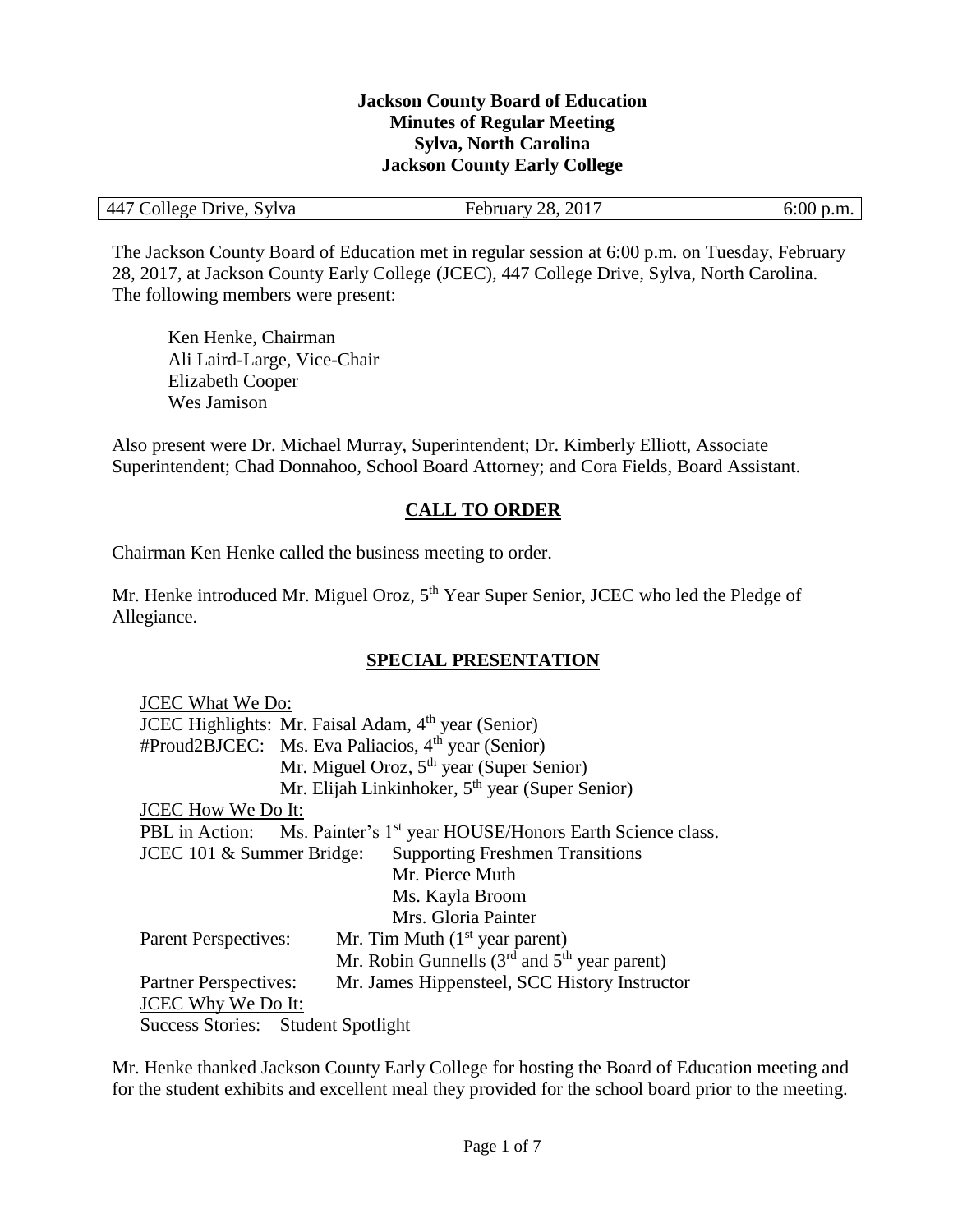**Jackson County Board of Education**
**Minutes of Regular Meeting**
**Sylva, North Carolina**
**Jackson County Early College**

| 447 College Drive, Sylva | February 28, 2017 | 6:00 p.m. |
|---|---|---|

The Jackson County Board of Education met in regular session at 6:00 p.m. on Tuesday, February 28, 2017, at Jackson County Early College (JCEC), 447 College Drive, Sylva, North Carolina. The following members were present:

Ken Henke, Chairman
Ali Laird-Large, Vice-Chair
Elizabeth Cooper
Wes Jamison

Also present were Dr. Michael Murray, Superintendent; Dr. Kimberly Elliott, Associate Superintendent; Chad Donnahoo, School Board Attorney; and Cora Fields, Board Assistant.

## CALL TO ORDER

Chairman Ken Henke called the business meeting to order.

Mr. Henke introduced Mr. Miguel Oroz, 5th Year Super Senior, JCEC who led the Pledge of Allegiance.

## SPECIAL PRESENTATION

JCEC What We Do:
JCEC Highlights: Mr. Faisal Adam, 4th year (Senior)
#Proud2BJCEC: Ms. Eva Paliacios, 4th year (Senior)
Mr. Miguel Oroz, 5th year (Super Senior)
Mr. Elijah Linkinhoker, 5th year (Super Senior)
JCEC How We Do It:
PBL in Action: Ms. Painter's 1st year HOUSE/Honors Earth Science class.
JCEC 101 & Summer Bridge: Supporting Freshmen Transitions
Mr. Pierce Muth
Ms. Kayla Broom
Mrs. Gloria Painter
Parent Perspectives: Mr. Tim Muth (1st year parent)
Mr. Robin Gunnells (3rd and 5th year parent)
Partner Perspectives: Mr. James Hippensteel, SCC History Instructor
JCEC Why We Do It:
Success Stories: Student Spotlight

Mr. Henke thanked Jackson County Early College for hosting the Board of Education meeting and for the student exhibits and excellent meal they provided for the school board prior to the meeting.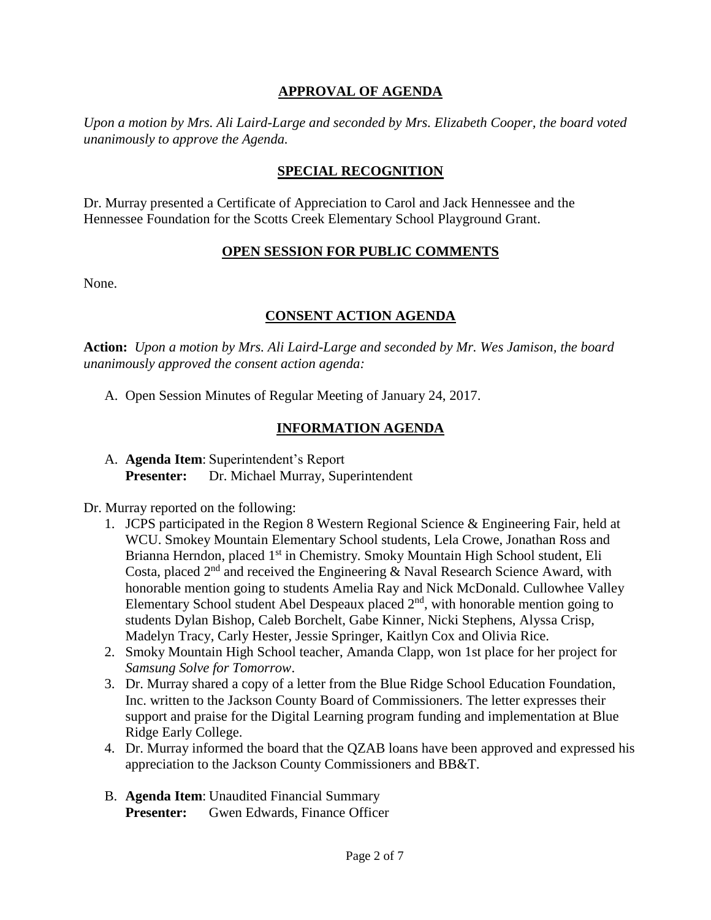## APPROVAL OF AGENDA

*Upon a motion by Mrs. Ali Laird-Large and seconded by Mrs. Elizabeth Cooper, the board voted unanimously to approve the Agenda.*

## SPECIAL RECOGNITION

Dr. Murray presented a Certificate of Appreciation to Carol and Jack Hennessee and the Hennessee Foundation for the Scotts Creek Elementary School Playground Grant.

## OPEN SESSION FOR PUBLIC COMMENTS

None.

## CONSENT ACTION AGENDA

**Action:** *Upon a motion by Mrs. Ali Laird-Large and seconded by Mr. Wes Jamison, the board unanimously approved the consent action agenda:*

A. Open Session Minutes of Regular Meeting of January 24, 2017.

## INFORMATION AGENDA

A. **Agenda Item**: Superintendent's Report
**Presenter:** Dr. Michael Murray, Superintendent

Dr. Murray reported on the following:

1. JCPS participated in the Region 8 Western Regional Science & Engineering Fair, held at WCU. Smokey Mountain Elementary School students, Lela Crowe, Jonathan Ross and Brianna Herndon, placed 1st in Chemistry. Smoky Mountain High School student, Eli Costa, placed 2nd and received the Engineering & Naval Research Science Award, with honorable mention going to students Amelia Ray and Nick McDonald. Cullowhee Valley Elementary School student Abel Despeaux placed 2nd, with honorable mention going to students Dylan Bishop, Caleb Borchelt, Gabe Kinner, Nicki Stephens, Alyssa Crisp, Madelyn Tracy, Carly Hester, Jessie Springer, Kaitlyn Cox and Olivia Rice.
2. Smoky Mountain High School teacher, Amanda Clapp, won 1st place for her project for *Samsung Solve for Tomorrow*.
3. Dr. Murray shared a copy of a letter from the Blue Ridge School Education Foundation, Inc. written to the Jackson County Board of Commissioners. The letter expresses their support and praise for the Digital Learning program funding and implementation at Blue Ridge Early College.
4. Dr. Murray informed the board that the QZAB loans have been approved and expressed his appreciation to the Jackson County Commissioners and BB&T.

B. **Agenda Item**: Unaudited Financial Summary
**Presenter:** Gwen Edwards, Finance Officer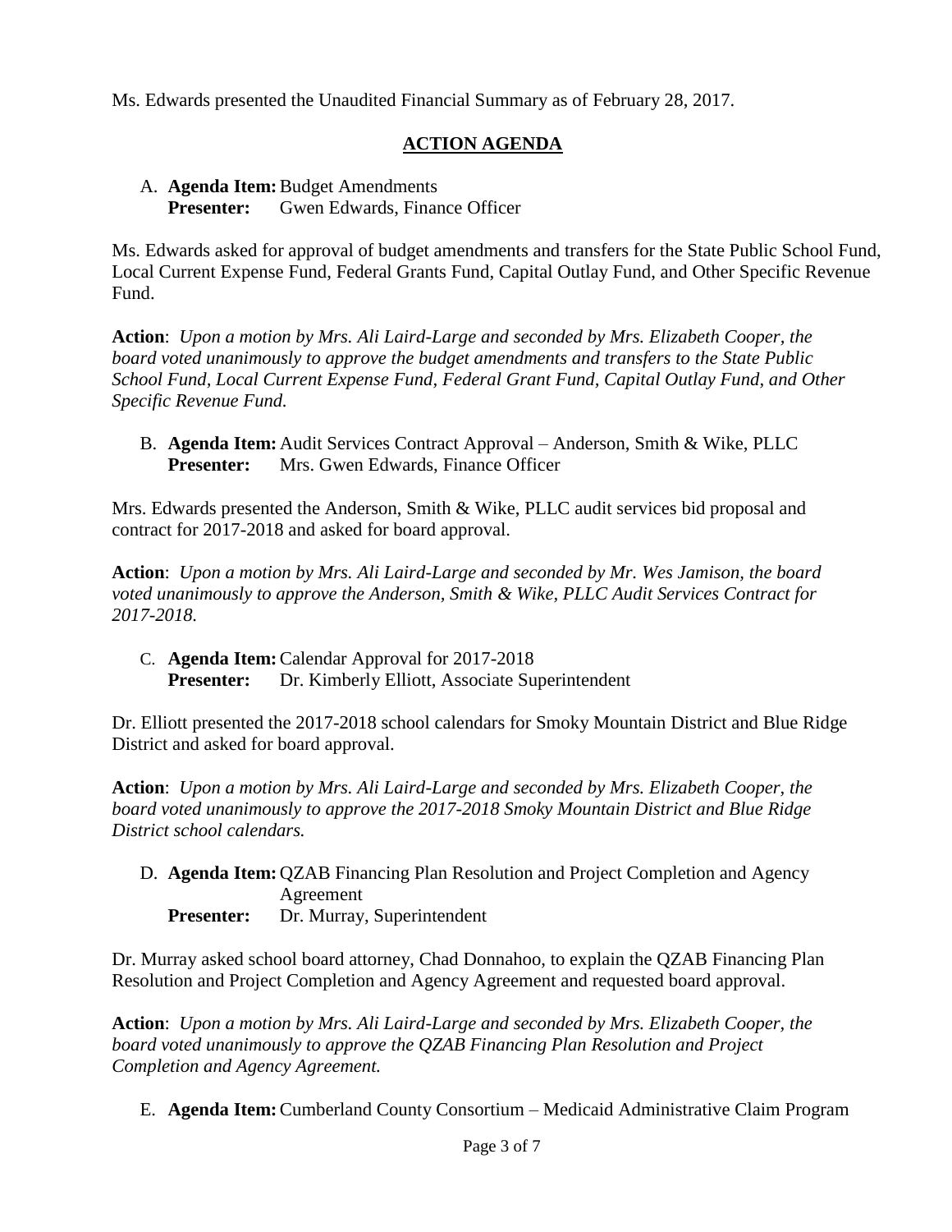Ms. Edwards presented the Unaudited Financial Summary as of February 28, 2017.

## ACTION AGENDA

A. **Agenda Item:** Budget Amendments
**Presenter:** Gwen Edwards, Finance Officer

Ms. Edwards asked for approval of budget amendments and transfers for the State Public School Fund, Local Current Expense Fund, Federal Grants Fund, Capital Outlay Fund, and Other Specific Revenue Fund.

**Action**: *Upon a motion by Mrs. Ali Laird-Large and seconded by Mrs. Elizabeth Cooper, the board voted unanimously to approve the budget amendments and transfers to the State Public School Fund, Local Current Expense Fund, Federal Grant Fund, Capital Outlay Fund, and Other Specific Revenue Fund.*

B. **Agenda Item:** Audit Services Contract Approval – Anderson, Smith & Wike, PLLC
**Presenter:** Mrs. Gwen Edwards, Finance Officer

Mrs. Edwards presented the Anderson, Smith & Wike, PLLC audit services bid proposal and contract for 2017-2018 and asked for board approval.

**Action**: *Upon a motion by Mrs. Ali Laird-Large and seconded by Mr. Wes Jamison, the board voted unanimously to approve the Anderson, Smith & Wike, PLLC Audit Services Contract for 2017-2018.*

C. **Agenda Item:** Calendar Approval for 2017-2018
**Presenter:** Dr. Kimberly Elliott, Associate Superintendent

Dr. Elliott presented the 2017-2018 school calendars for Smoky Mountain District and Blue Ridge District and asked for board approval.

**Action**: *Upon a motion by Mrs. Ali Laird-Large and seconded by Mrs. Elizabeth Cooper, the board voted unanimously to approve the 2017-2018 Smoky Mountain District and Blue Ridge District school calendars.*

D. **Agenda Item:** QZAB Financing Plan Resolution and Project Completion and Agency Agreement
**Presenter:** Dr. Murray, Superintendent

Dr. Murray asked school board attorney, Chad Donnahoo, to explain the QZAB Financing Plan Resolution and Project Completion and Agency Agreement and requested board approval.

**Action**: *Upon a motion by Mrs. Ali Laird-Large and seconded by Mrs. Elizabeth Cooper, the board voted unanimously to approve the QZAB Financing Plan Resolution and Project Completion and Agency Agreement.*

E. **Agenda Item:** Cumberland County Consortium – Medicaid Administrative Claim Program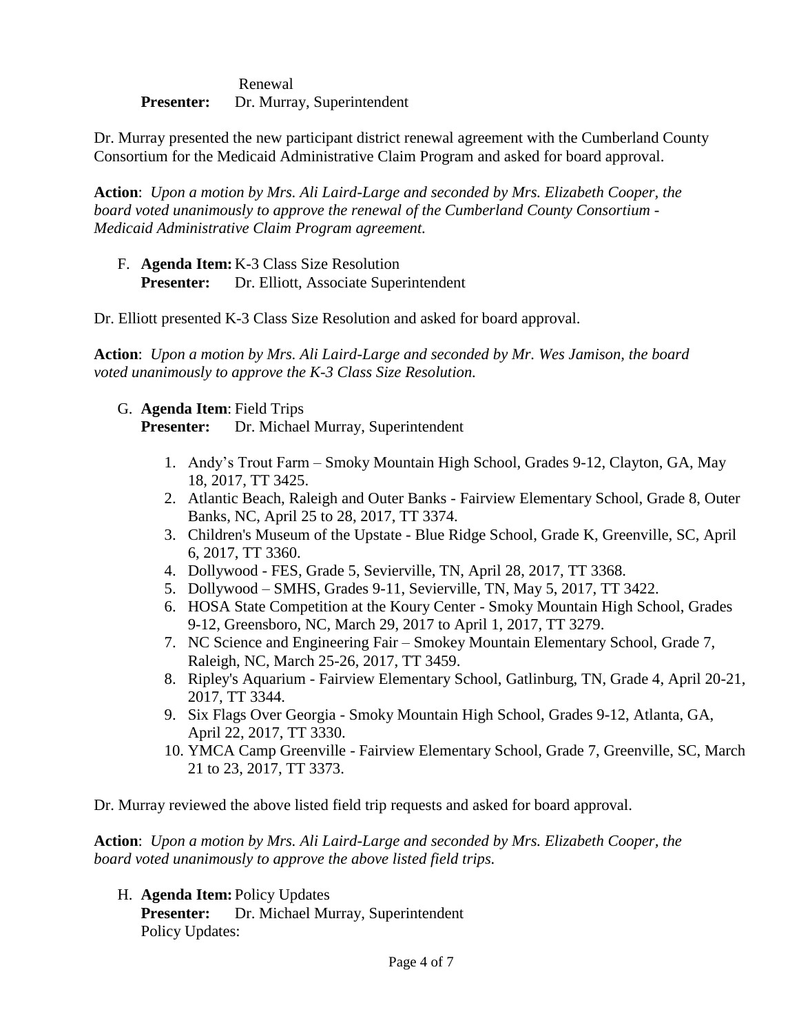Renewal
**Presenter:** Dr. Murray, Superintendent

Dr. Murray presented the new participant district renewal agreement with the Cumberland County Consortium for the Medicaid Administrative Claim Program and asked for board approval.

**Action**: *Upon a motion by Mrs. Ali Laird-Large and seconded by Mrs. Elizabeth Cooper, the board voted unanimously to approve the renewal of the Cumberland County Consortium - Medicaid Administrative Claim Program agreement.*

F. **Agenda Item:** K-3 Class Size Resolution
**Presenter:** Dr. Elliott, Associate Superintendent

Dr. Elliott presented K-3 Class Size Resolution and asked for board approval.

**Action**: *Upon a motion by Mrs. Ali Laird-Large and seconded by Mr. Wes Jamison, the board voted unanimously to approve the K-3 Class Size Resolution.*

G. **Agenda Item**: Field Trips
**Presenter:** Dr. Michael Murray, Superintendent

1. Andy's Trout Farm – Smoky Mountain High School, Grades 9-12, Clayton, GA, May 18, 2017, TT 3425.
2. Atlantic Beach, Raleigh and Outer Banks - Fairview Elementary School, Grade 8, Outer Banks, NC, April 25 to 28, 2017, TT 3374.
3. Children's Museum of the Upstate - Blue Ridge School, Grade K, Greenville, SC, April 6, 2017, TT 3360.
4. Dollywood - FES, Grade 5, Sevierville, TN, April 28, 2017, TT 3368.
5. Dollywood – SMHS, Grades 9-11, Sevierville, TN, May 5, 2017, TT 3422.
6. HOSA State Competition at the Koury Center - Smoky Mountain High School, Grades 9-12, Greensboro, NC, March 29, 2017 to April 1, 2017, TT 3279.
7. NC Science and Engineering Fair – Smokey Mountain Elementary School, Grade 7, Raleigh, NC, March 25-26, 2017, TT 3459.
8. Ripley's Aquarium - Fairview Elementary School, Gatlinburg, TN, Grade 4, April 20-21, 2017, TT 3344.
9. Six Flags Over Georgia - Smoky Mountain High School, Grades 9-12, Atlanta, GA, April 22, 2017, TT 3330.
10. YMCA Camp Greenville - Fairview Elementary School, Grade 7, Greenville, SC, March 21 to 23, 2017, TT 3373.

Dr. Murray reviewed the above listed field trip requests and asked for board approval.

**Action**: *Upon a motion by Mrs. Ali Laird-Large and seconded by Mrs. Elizabeth Cooper, the board voted unanimously to approve the above listed field trips.*

H. **Agenda Item:** Policy Updates
**Presenter:** Dr. Michael Murray, Superintendent
Policy Updates: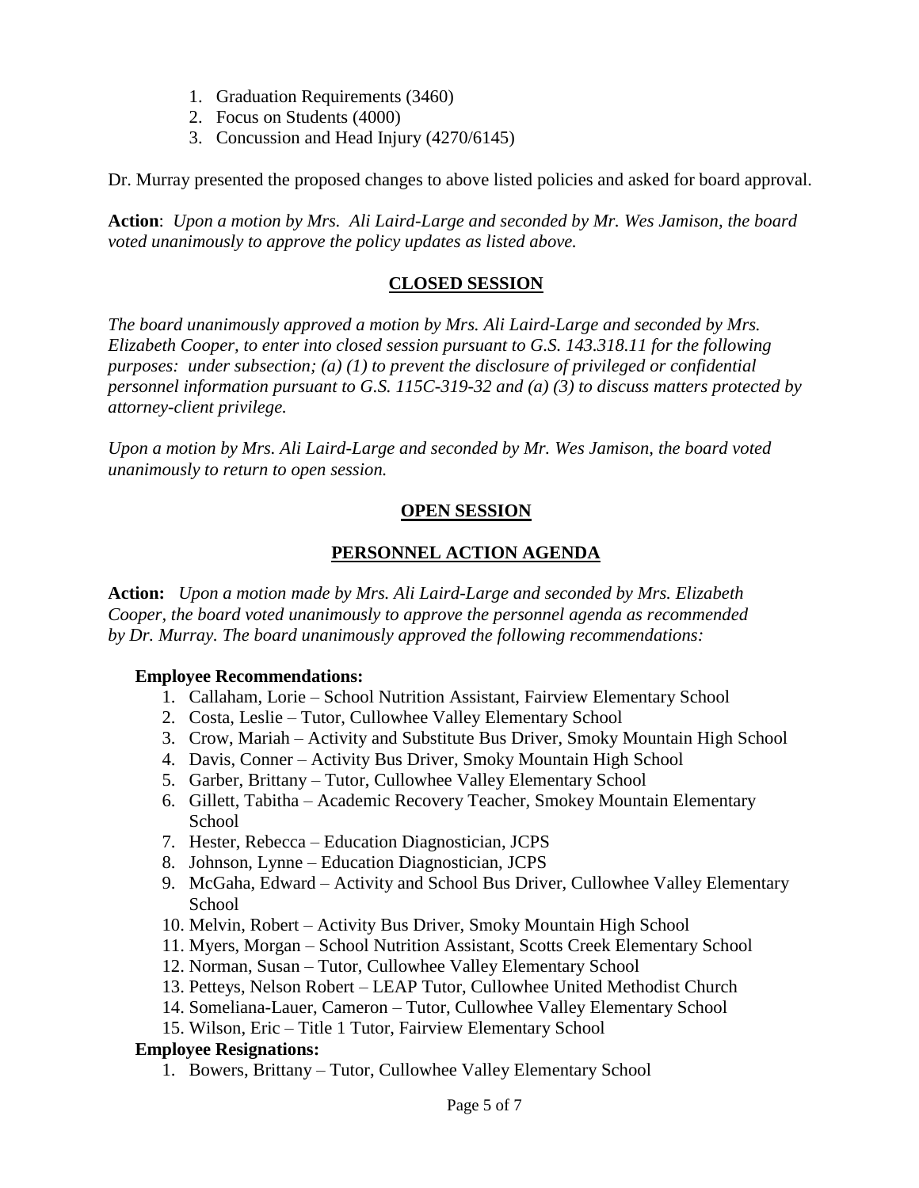1. Graduation Requirements (3460)
2. Focus on Students (4000)
3. Concussion and Head Injury (4270/6145)

Dr. Murray presented the proposed changes to above listed policies and asked for board approval.

**Action**: *Upon a motion by Mrs. Ali Laird-Large and seconded by Mr. Wes Jamison, the board voted unanimously to approve the policy updates as listed above.*

## CLOSED SESSION

*The board unanimously approved a motion by Mrs. Ali Laird-Large and seconded by Mrs. Elizabeth Cooper, to enter into closed session pursuant to G.S. 143.318.11 for the following purposes: under subsection; (a) (1) to prevent the disclosure of privileged or confidential personnel information pursuant to G.S. 115C-319-32 and (a) (3) to discuss matters protected by attorney-client privilege.*

*Upon a motion by Mrs. Ali Laird-Large and seconded by Mr. Wes Jamison, the board voted unanimously to return to open session.*

## OPEN SESSION

## PERSONNEL ACTION AGENDA

**Action:** *Upon a motion made by Mrs. Ali Laird-Large and seconded by Mrs. Elizabeth Cooper, the board voted unanimously to approve the personnel agenda as recommended by Dr. Murray. The board unanimously approved the following recommendations:*

**Employee Recommendations:**

1. Callaham, Lorie – School Nutrition Assistant, Fairview Elementary School
2. Costa, Leslie – Tutor, Cullowhee Valley Elementary School
3. Crow, Mariah – Activity and Substitute Bus Driver, Smoky Mountain High School
4. Davis, Conner – Activity Bus Driver, Smoky Mountain High School
5. Garber, Brittany – Tutor, Cullowhee Valley Elementary School
6. Gillett, Tabitha – Academic Recovery Teacher, Smokey Mountain Elementary School
7. Hester, Rebecca – Education Diagnostician, JCPS
8. Johnson, Lynne – Education Diagnostician, JCPS
9. McGaha, Edward – Activity and School Bus Driver, Cullowhee Valley Elementary School
10. Melvin, Robert – Activity Bus Driver, Smoky Mountain High School
11. Myers, Morgan – School Nutrition Assistant, Scotts Creek Elementary School
12. Norman, Susan – Tutor, Cullowhee Valley Elementary School
13. Petteys, Nelson Robert – LEAP Tutor, Cullowhee United Methodist Church
14. Someliana-Lauer, Cameron – Tutor, Cullowhee Valley Elementary School
15. Wilson, Eric – Title 1 Tutor, Fairview Elementary School

**Employee Resignations:**

1. Bowers, Brittany – Tutor, Cullowhee Valley Elementary School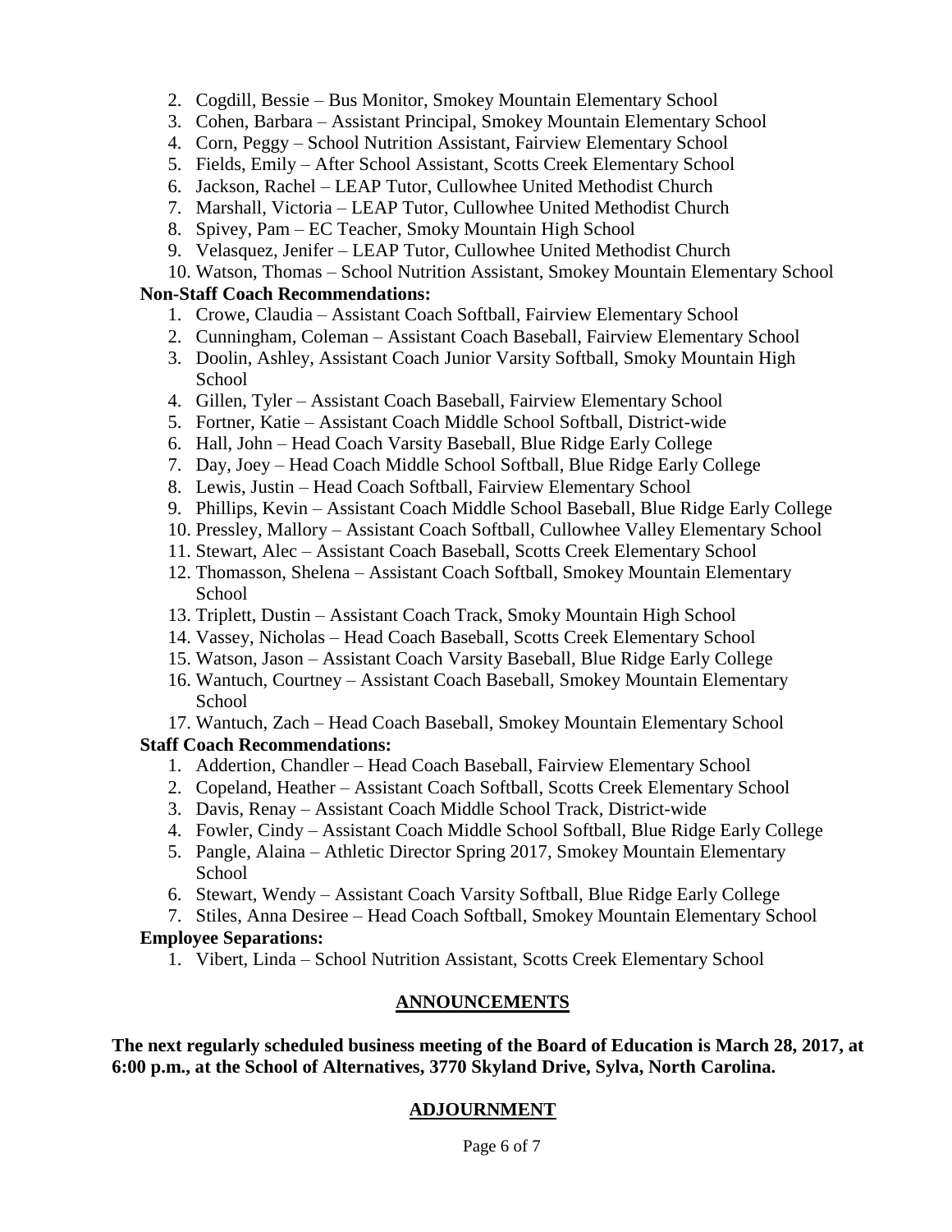2. Cogdill, Bessie – Bus Monitor, Smokey Mountain Elementary School
3. Cohen, Barbara – Assistant Principal, Smokey Mountain Elementary School
4. Corn, Peggy – School Nutrition Assistant, Fairview Elementary School
5. Fields, Emily – After School Assistant, Scotts Creek Elementary School
6. Jackson, Rachel – LEAP Tutor, Cullowhee United Methodist Church
7. Marshall, Victoria – LEAP Tutor, Cullowhee United Methodist Church
8. Spivey, Pam – EC Teacher, Smoky Mountain High School
9. Velasquez, Jenifer – LEAP Tutor, Cullowhee United Methodist Church
10. Watson, Thomas – School Nutrition Assistant, Smokey Mountain Elementary School

**Non-Staff Coach Recommendations:**

1. Crowe, Claudia – Assistant Coach Softball, Fairview Elementary School
2. Cunningham, Coleman – Assistant Coach Baseball, Fairview Elementary School
3. Doolin, Ashley, Assistant Coach Junior Varsity Softball, Smoky Mountain High School
4. Gillen, Tyler – Assistant Coach Baseball, Fairview Elementary School
5. Fortner, Katie – Assistant Coach Middle School Softball, District-wide
6. Hall, John – Head Coach Varsity Baseball, Blue Ridge Early College
7. Day, Joey – Head Coach Middle School Softball, Blue Ridge Early College
8. Lewis, Justin – Head Coach Softball, Fairview Elementary School
9. Phillips, Kevin – Assistant Coach Middle School Baseball, Blue Ridge Early College
10. Pressley, Mallory – Assistant Coach Softball, Cullowhee Valley Elementary School
11. Stewart, Alec – Assistant Coach Baseball, Scotts Creek Elementary School
12. Thomasson, Shelena – Assistant Coach Softball, Smokey Mountain Elementary School
13. Triplett, Dustin – Assistant Coach Track, Smoky Mountain High School
14. Vassey, Nicholas – Head Coach Baseball, Scotts Creek Elementary School
15. Watson, Jason – Assistant Coach Varsity Baseball, Blue Ridge Early College
16. Wantuch, Courtney – Assistant Coach Baseball, Smokey Mountain Elementary School
17. Wantuch, Zach – Head Coach Baseball, Smokey Mountain Elementary School

**Staff Coach Recommendations:**

1. Addertion, Chandler – Head Coach Baseball, Fairview Elementary School
2. Copeland, Heather – Assistant Coach Softball, Scotts Creek Elementary School
3. Davis, Renay – Assistant Coach Middle School Track, District-wide
4. Fowler, Cindy – Assistant Coach Middle School Softball, Blue Ridge Early College
5. Pangle, Alaina – Athletic Director Spring 2017, Smokey Mountain Elementary School
6. Stewart, Wendy – Assistant Coach Varsity Softball, Blue Ridge Early College
7. Stiles, Anna Desiree – Head Coach Softball, Smokey Mountain Elementary School

**Employee Separations:**

1. Vibert, Linda – School Nutrition Assistant, Scotts Creek Elementary School

## ANNOUNCEMENTS

**The next regularly scheduled business meeting of the Board of Education is March 28, 2017, at 6:00 p.m., at the School of Alternatives, 3770 Skyland Drive, Sylva, North Carolina.**

## ADJOURNMENT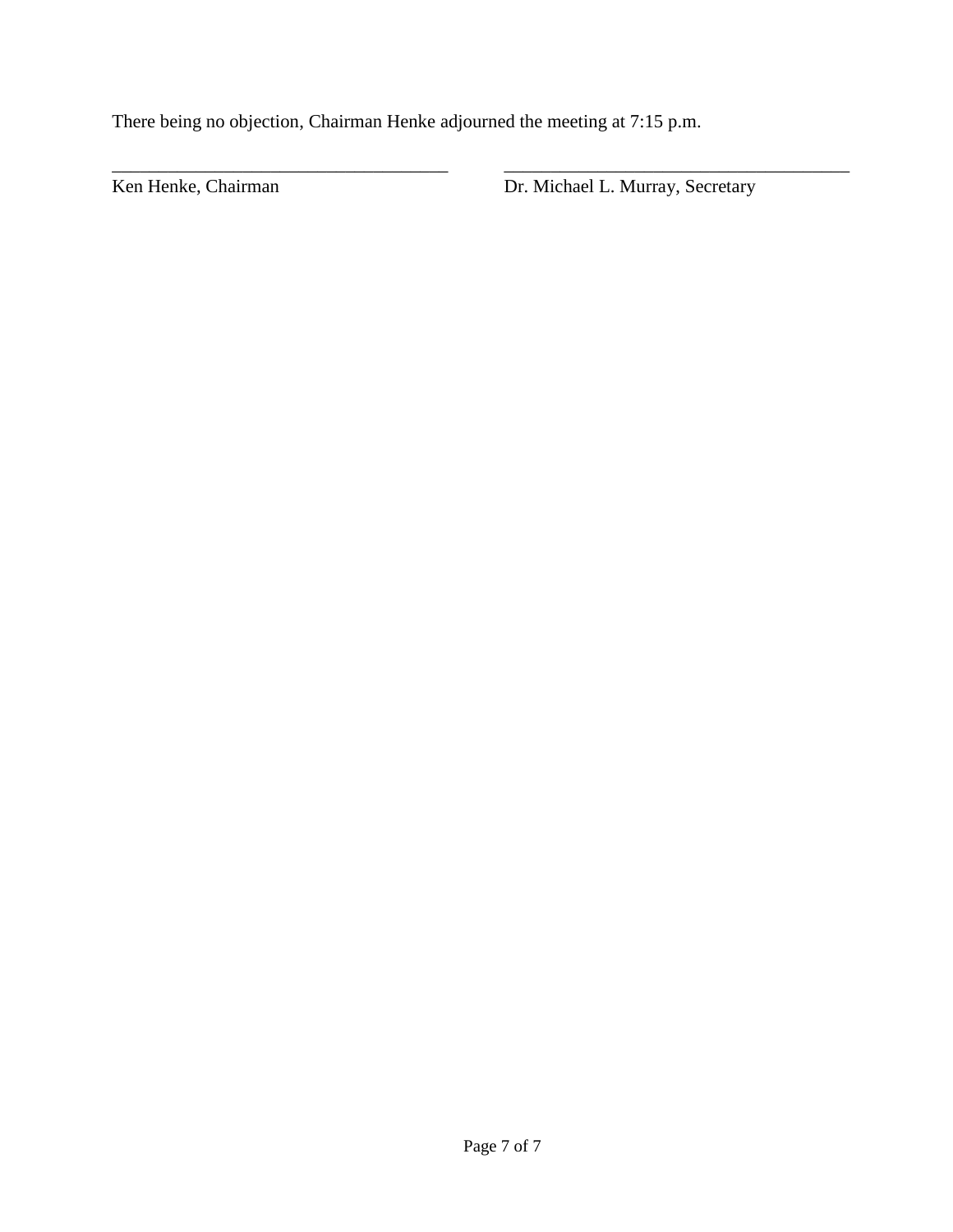There being no objection, Chairman Henke adjourned the meeting at 7:15 p.m.

| | |
|---|---|
| _____________________________________ | ______________________________________ |
| Ken Henke, Chairman | Dr. Michael L. Murray, Secretary |